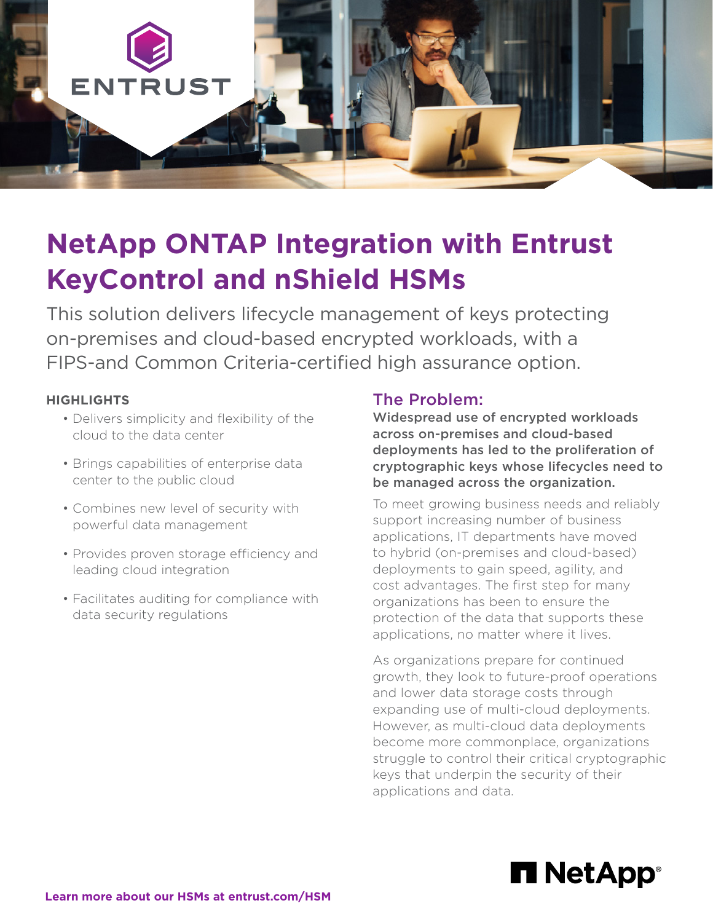# NetApp ONTAP Integration with Entrust KeyControl and nShield HSMs

This solution delivers lifecycle management of keys protecting on-premises and cloud-based encrypted workloads, with a FIPS-and Common Criteria-certified high assurance option.

**HIGHLIGHTS**

- Delivers simplicity and flexibility of the cloud to the data center
- Brings capabilities of enterprise data center to the public cloud
- Combines new level of security with powerful data management
- Provides proven storage efficiency and leading cloud integration
- Facilitates auditing for compliance with data security regulations

## The Problem:

**Widespread use of encrypted workloads across on-premises and cloud-based deployments has led to the proliferation of cryptographic keys whose lifecycles need to be managed across the organization.**

To meet growing business needs and reliably support increasing number of business applications, IT departments have moved to hybrid (on-premises and cloud-based) deployments to gain speed, agility, and cost advantages. The first step for many organizations has been to ensure the protection of the data that supports these applications, no matter where it lives.

As organizations prepare for continued growth, they look to future-proof operations and lower data storage costs through expanding use of multi-cloud deployments. However, as multi-cloud data deployments become more commonplace, organizations struggle to control their critical cryptographic keys that underpin the security of their applications and data.

**Learn more about our HSMs at entrust.com/HSM**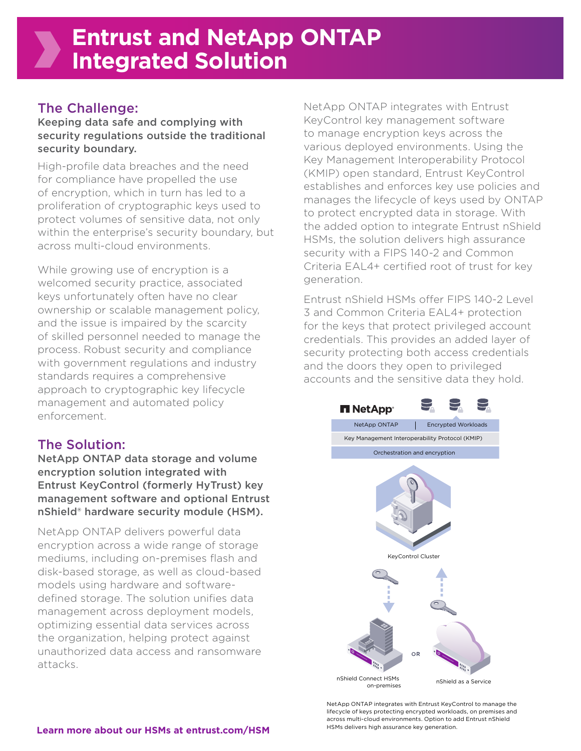# Entrust and NetApp ONTAP Integrated Solution

## The Challenge:

**Keeping data safe and complying with security regulations outside the traditional security boundary.**

High-profile data breaches and the need for compliance have propelled the use of encryption, which in turn has led to a proliferation of cryptographic keys used to protect volumes of sensitive data, not only within the enterprise's security boundary, but across multi-cloud environments.

While growing use of encryption is a welcomed security practice, associated keys unfortunately often have no clear ownership or scalable management policy, and the issue is impaired by the scarcity of skilled personnel needed to manage the process. Robust security and compliance with government regulations and industry standards requires a comprehensive approach to cryptographic key lifecycle management and automated policy enforcement.

## The Solution:

**NetApp ONTAP data storage and volume encryption solution integrated with Entrust KeyControl (formerly HyTrust) key management software and optional Entrust nShield® hardware security module (HSM).**

NetApp ONTAP delivers powerful data encryption across a wide range of storage mediums, including on-premises flash and disk-based storage, as well as cloud-based models using hardware and software-defined storage. The solution unifies data management across deployment models, optimizing essential data services across the organization, helping protect against unauthorized data access and ransomware attacks.

NetApp ONTAP integrates with Entrust KeyControl key management software to manage encryption keys across the various deployed environments. Using the Key Management Interoperability Protocol (KMIP) open standard, Entrust KeyControl establishes and enforces key use policies and manages the lifecycle of keys used by ONTAP to protect encrypted data in storage. With the added option to integrate Entrust nShield HSMs, the solution delivers high assurance security with a FIPS 140-2 and Common Criteria EAL4+ certified root of trust for key generation.

Entrust nShield HSMs offer FIPS 140-2 Level 3 and Common Criteria EAL4+ protection for the keys that protect privileged account credentials. This provides an added layer of security protecting both access credentials and the doors they open to privileged accounts and the sensitive data they hold.

NetApp

NetApp ONTAP | Encrypted Workloads

Key Management Interoperability Protocol (KMIP)

Orchestration and encryption

KeyControl Cluster

nShield Connect HSMs on-premises OR nShield as a Service

NetApp ONTAP integrates with Entrust KeyControl to manage the lifecycle of keys protecting encrypted workloads, on premises and across multi-cloud environments. Option to add Entrust nShield HSMs delivers high assurance key generation.

**Learn more about our HSMs at entrust.com/HSM**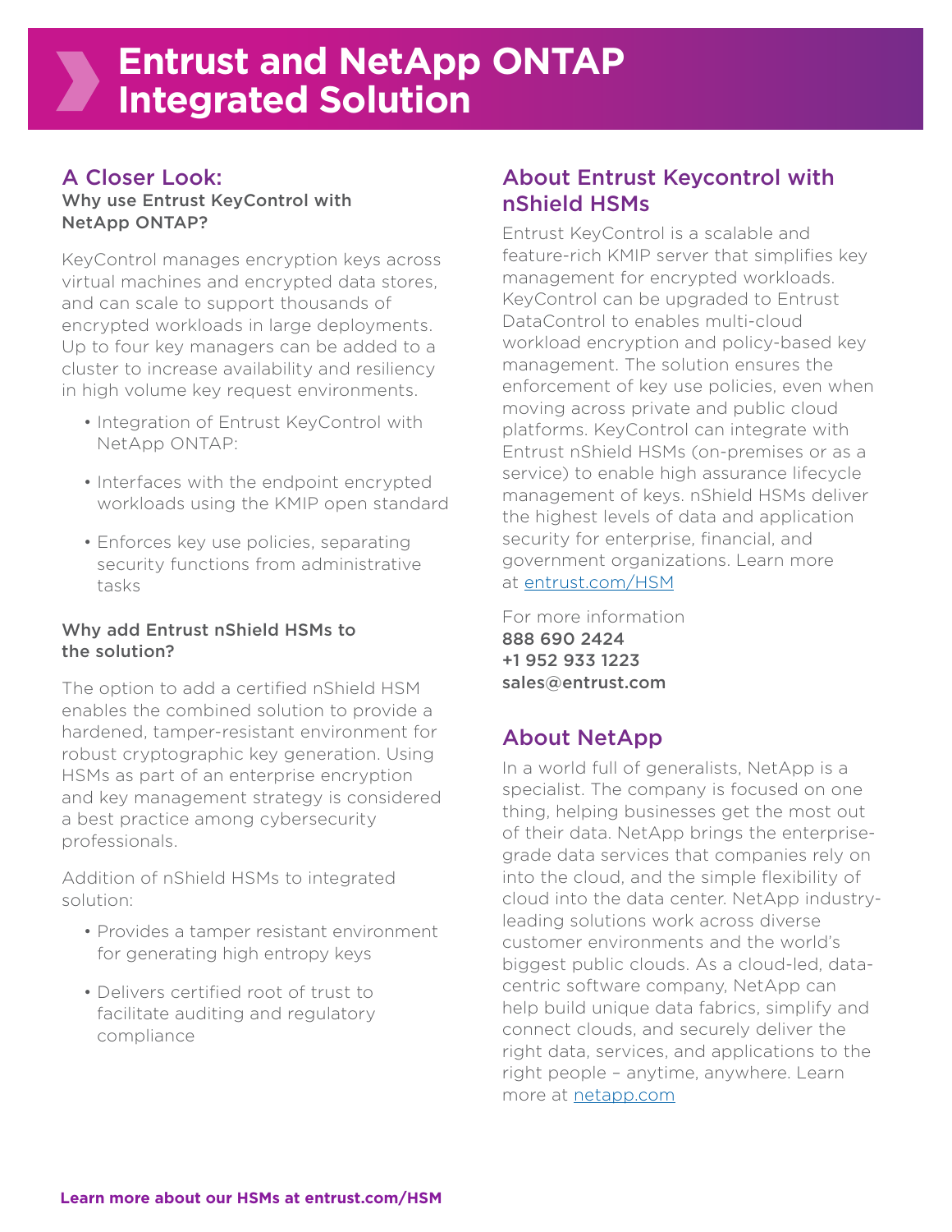# Entrust and NetApp ONTAP Integrated Solution

## A Closer Look:

### Why use Entrust KeyControl with NetApp ONTAP?

KeyControl manages encryption keys across virtual machines and encrypted data stores, and can scale to support thousands of encrypted workloads in large deployments. Up to four key managers can be added to a cluster to increase availability and resiliency in high volume key request environments.

- Integration of Entrust KeyControl with NetApp ONTAP:
- Interfaces with the endpoint encrypted workloads using the KMIP open standard
- Enforces key use policies, separating security functions from administrative tasks

### Why add Entrust nShield HSMs to the solution?

The option to add a certified nShield HSM enables the combined solution to provide a hardened, tamper-resistant environment for robust cryptographic key generation. Using HSMs as part of an enterprise encryption and key management strategy is considered a best practice among cybersecurity professionals.

Addition of nShield HSMs to integrated solution:

- Provides a tamper resistant environment for generating high entropy keys
- Delivers certified root of trust to facilitate auditing and regulatory compliance

## About Entrust Keycontrol with nShield HSMs

Entrust KeyControl is a scalable and feature-rich KMIP server that simplifies key management for encrypted workloads. KeyControl can be upgraded to Entrust DataControl to enables multi-cloud workload encryption and policy-based key management. The solution ensures the enforcement of key use policies, even when moving across private and public cloud platforms. KeyControl can integrate with Entrust nShield HSMs (on-premises or as a service) to enable high assurance lifecycle management of keys. nShield HSMs deliver the highest levels of data and application security for enterprise, financial, and government organizations. Learn more at [entrust.com/HSM](entrust.com/HSM)

For more information
**888 690 2424**
**+1 952 933 1223**
**sales@entrust.com**

## About NetApp

In a world full of generalists, NetApp is a specialist. The company is focused on one thing, helping businesses get the most out of their data. NetApp brings the enterprise-grade data services that companies rely on into the cloud, and the simple flexibility of cloud into the data center. NetApp industry-leading solutions work across diverse customer environments and the world's biggest public clouds. As a cloud-led, data-centric software company, NetApp can help build unique data fabrics, simplify and connect clouds, and securely deliver the right data, services, and applications to the right people – anytime, anywhere. Learn more at [netapp.com](netapp.com)

**Learn more about our HSMs at entrust.com/HSM**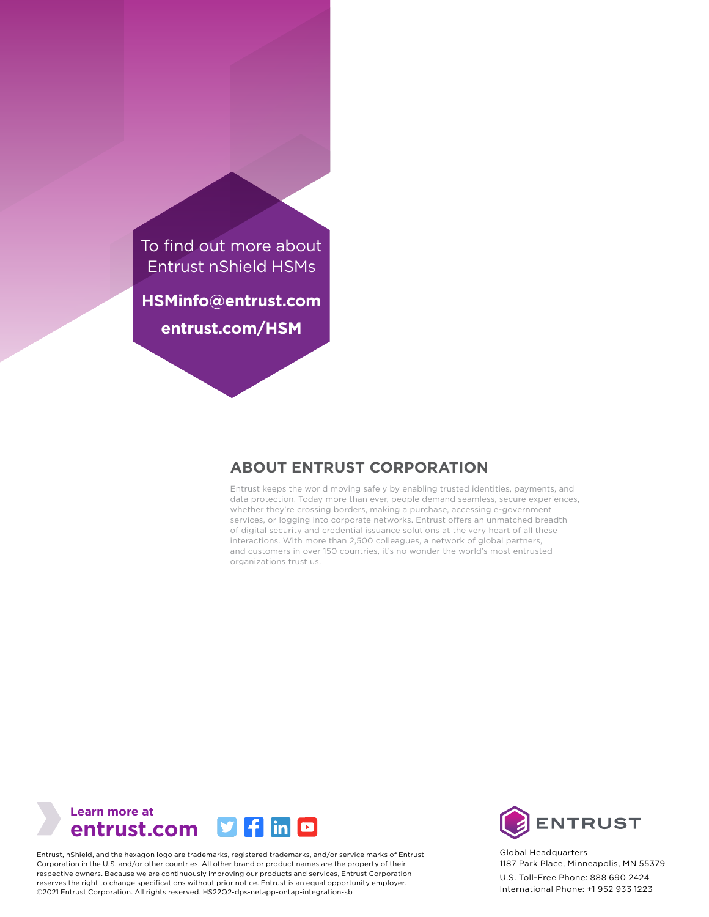To find out more about Entrust nShield HSMs

**HSMinfo@entrust.com**

**entrust.com/HSM**

## ABOUT ENTRUST CORPORATION

Entrust keeps the world moving safely by enabling trusted identities, payments, and data protection. Today more than ever, people demand seamless, secure experiences, whether they're crossing borders, making a purchase, accessing e-government services, or logging into corporate networks. Entrust offers an unmatched breadth of digital security and credential issuance solutions at the very heart of all these interactions. With more than 2,500 colleagues, a network of global partners, and customers in over 150 countries, it's no wonder the world's most entrusted organizations trust us.

**Learn more at**
**entrust.com**

Entrust, nShield, and the hexagon logo are trademarks, registered trademarks, and/or service marks of Entrust Corporation in the U.S. and/or other countries. All other brand or product names are the property of their respective owners. Because we are continuously improving our products and services, Entrust Corporation reserves the right to change specifications without prior notice. Entrust is an equal opportunity employer. ©2021 Entrust Corporation. All rights reserved. HS22Q2-dps-netapp-ontap-integration-sb

ENTRUST

Global Headquarters
1187 Park Place, Minneapolis, MN 55379

U.S. Toll-Free Phone: 888 690 2424
International Phone: +1 952 933 1223